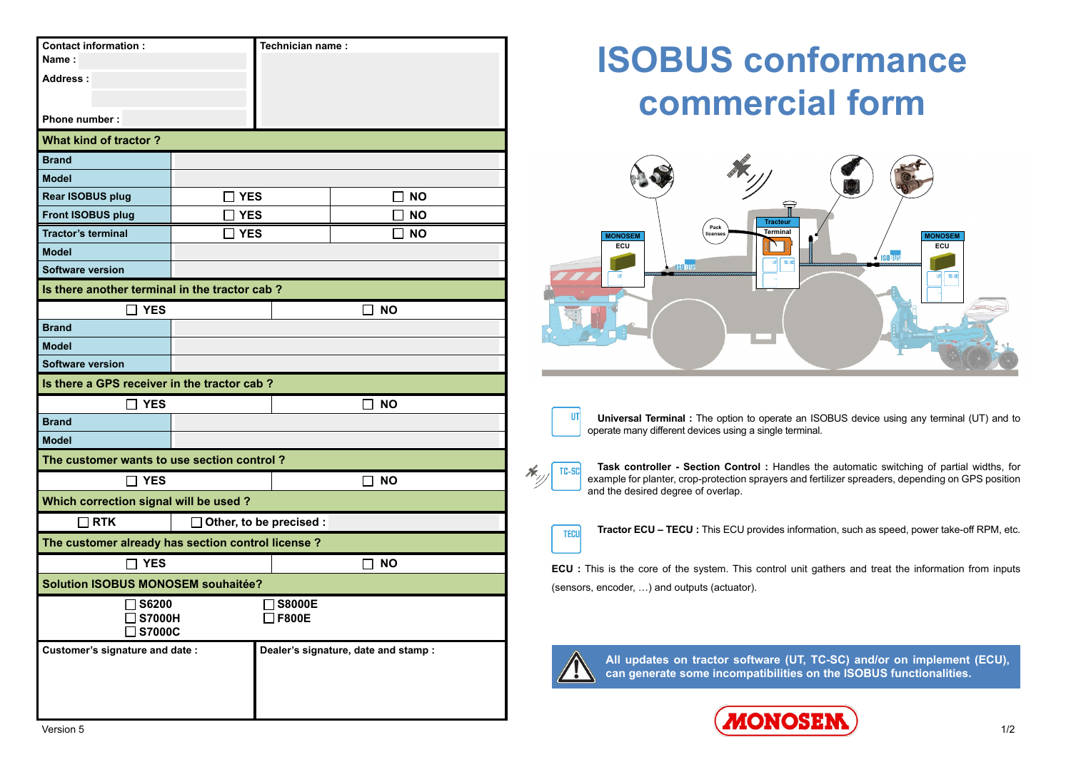# ISOBUS conformance commercial form

| Contact information : | Technician name : |
|---|---|
| Name : | |
| Address : | |
| Phone number : | |

| What kind of tractor ? | | |
|---|---|---|
| Brand | | |
| Model | | |
| Rear ISOBUS plug | ☐ YES | ☐ NO |
| Front ISOBUS plug | ☐ YES | ☐ NO |
| Tractor's terminal | ☐ YES | ☐ NO |
| Model | | |
| Software version | | |

| Is there another terminal in the tractor cab ? | |
|---|---|
| ☐ YES | ☐ NO |
| Brand | |
| Model | |
| Software version | |

| Is there a GPS receiver in the tractor cab ? | |
|---|---|
| ☐ YES | ☐ NO |
| Brand | |
| Model | |

| The customer wants to use section control ? | |
|---|---|
| ☐ YES | ☐ NO |

| Which correction signal will be used ? | |
|---|---|
| ☐ RTK | ☐ Other, to be precised : |

| The customer already has section control license ? | |
|---|---|
| ☐ YES | ☐ NO |

| Solution ISOBUS MONOSEM souhaitée? | |
|---|---|
| ☐ S6200<br>☐ S7000H<br>☐ S7000C | ☐ S8000E<br>☐ F800E |

| Customer's signature and date : | Dealer's signature, date and stamp : |
|---|---|
| | |

Version 5

**Universal Terminal :** The option to operate an ISOBUS device using any terminal (UT) and to operate many different devices using a single terminal.

**Task controller - Section Control :** Handles the automatic switching of partial widths, for example for planter, crop-protection sprayers and fertilizer spreaders, depending on GPS position and the desired degree of overlap.

**Tractor ECU – TECU :** This ECU provides information, such as speed, power take-off RPM, etc.

**ECU :** This is the core of the system. This control unit gathers and treat the information from inputs (sensors, encoder, …) and outputs (actuator).

**All updates on tractor software (UT, TC-SC) and/or on implement (ECU), can generate some incompatibilities on the ISOBUS functionalities.**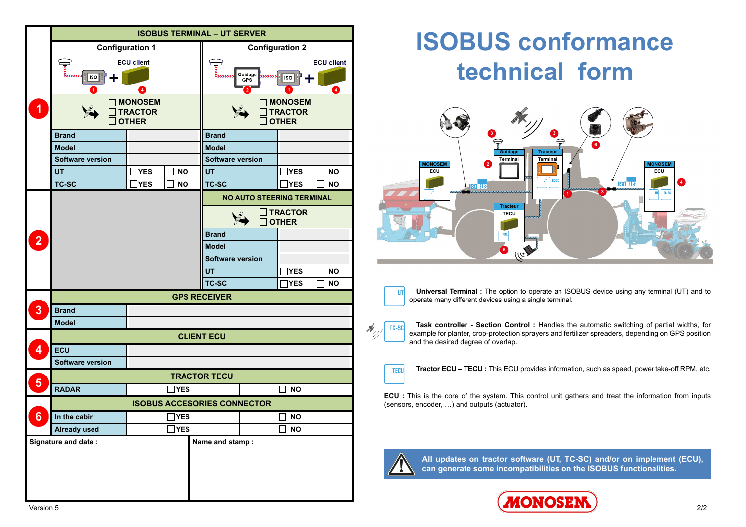# ISOBUS conformance technical form

| | | | | | |
|---|---|---|---|---|---|
| **1** | **ISOBUS TERMINAL – UT SERVER** | | | | |
| | **Configuration 1** | | **Configuration 2** | | |
| | ECU client | | Guidage GPS / ECU client | | |
| | ☐ MONOSEM ☐ TRACTOR ☐ OTHER | | ☐ MONOSEM ☐ TRACTOR ☐ OTHER | | |
| | **Brand** | | **Brand** | | |
| | **Model** | | **Model** | | |
| | **Software version** | | **Software version** | | |
| | **UT** | ☐YES ☐ NO | **UT** | ☐YES ☐ NO | |
| | **TC-SC** | ☐YES ☐ NO | **TC-SC** | ☐YES ☐ NO | |
| **2** | | | **NO AUTO STEERING TERMINAL** | | |
| | | | ☐ TRACTOR ☐ OTHER | | |
| | | | **Brand** | | |
| | | | **Model** | | |
| | | | **Software version** | | |
| | | | **UT** | ☐YES ☐ NO | |
| | | | **TC-SC** | ☐YES ☐ NO | |
| **3** | **GPS RECEIVER** | | | | |
| | **Brand** | | | | |
| | **Model** | | | | |
| **4** | **CLIENT ECU** | | | | |
| | **ECU** | | | | |
| | **Software version** | | | | |
| **5** | **TRACTOR TECU** | | | | |
| | **RADAR** | ☐YES | ☐ NO | | |
| **6** | **ISOBUS ACCESORIES CONNECTOR** | | | | |
| | **In the cabin** | ☐YES | ☐ NO | | |
| | **Already used** | ☐YES | ☐ NO | | |

**Signature and date :**

**Name and stamp :**

Version 5

MONOSEM ECU | Guidage Terminal | Tracteur Terminal | MONOSEM ECU | Tracteur TECU | ISOBUS | UT | TC-SC | TECU

**Universal Terminal :** The option to operate an ISOBUS device using any terminal (UT) and to operate many different devices using a single terminal.

**Task controller - Section Control :** Handles the automatic switching of partial widths, for example for planter, crop-protection sprayers and fertilizer spreaders, depending on GPS position and the desired degree of overlap.

**Tractor ECU – TECU :** This ECU provides information, such as speed, power take-off RPM, etc.

**ECU :** This is the core of the system. This control unit gathers and treat the information from inputs (sensors, encoder, …) and outputs (actuator).

**All updates on tractor software (UT, TC-SC) and/or on implement (ECU), can generate some incompatibilities on the ISOBUS functionalities.**

MONOSEM